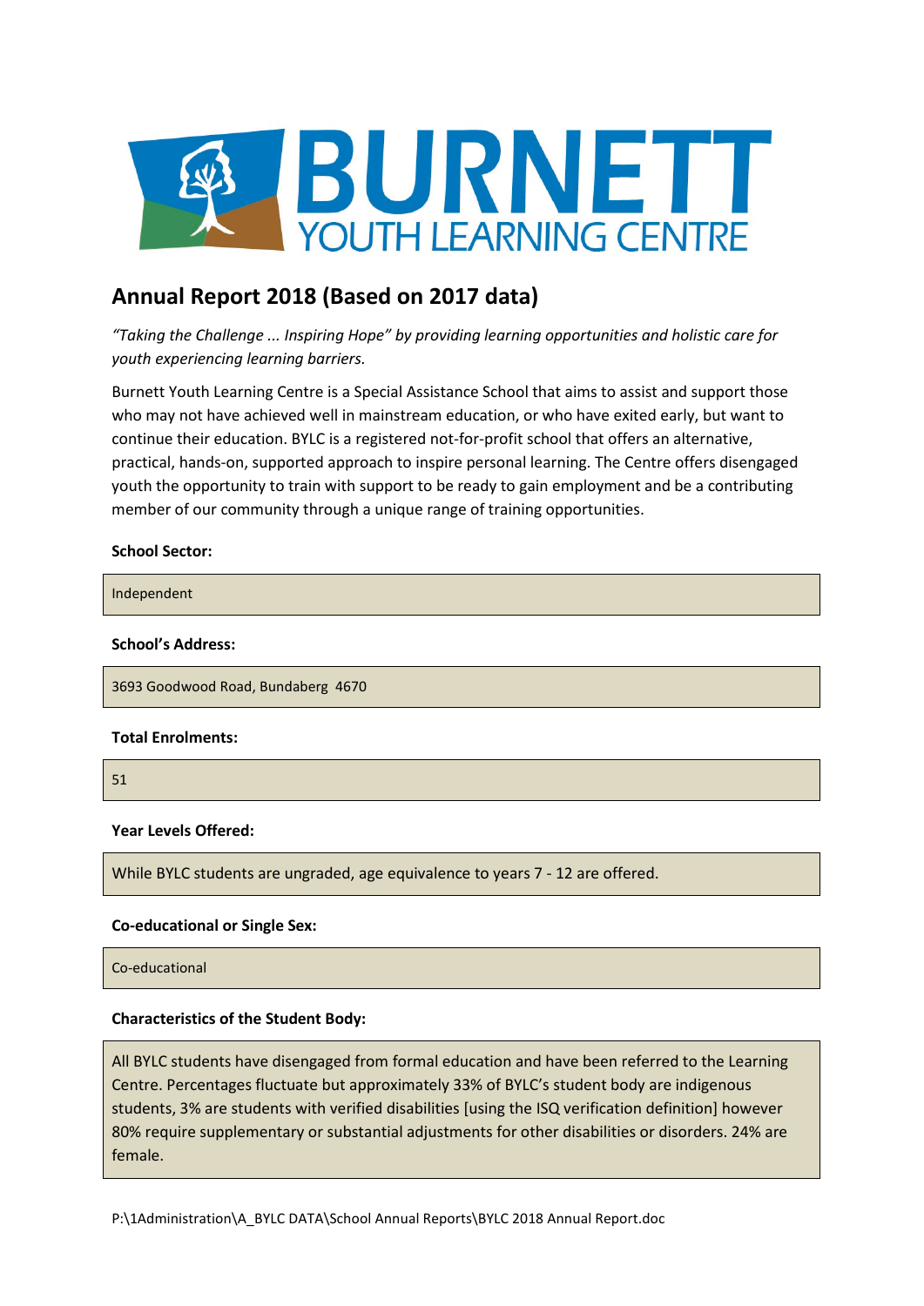# BURNETT YOUTH LEARNING CENTRE

## Annual Report 2018 (Based on 2017 data)

*"Taking the Challenge ... Inspiring Hope" by providing learning opportunities and holistic care for youth experiencing learning barriers.*

Burnett Youth Learning Centre is a Special Assistance School that aims to assist and support those who may not have achieved well in mainstream education, or who have exited early, but want to continue their education. BYLC is a registered not-for-profit school that offers an alternative, practical, hands-on, supported approach to inspire personal learning. The Centre offers disengaged youth the opportunity to train with support to be ready to gain employment and be a contributing member of our community through a unique range of training opportunities.

**School Sector:**

Independent

**School's Address:**

3693 Goodwood Road, Bundaberg 4670

**Total Enrolments:**

51

**Year Levels Offered:**

While BYLC students are ungraded, age equivalence to years 7 - 12 are offered.

**Co-educational or Single Sex:**

Co-educational

**Characteristics of the Student Body:**

All BYLC students have disengaged from formal education and have been referred to the Learning Centre. Percentages fluctuate but approximately 33% of BYLC's student body are indigenous students, 3% are students with verified disabilities [using the ISQ verification definition] however 80% require supplementary or substantial adjustments for other disabilities or disorders. 24% are female.

P:\1Administration\A_BYLC DATA\School Annual Reports\BYLC 2018 Annual Report.doc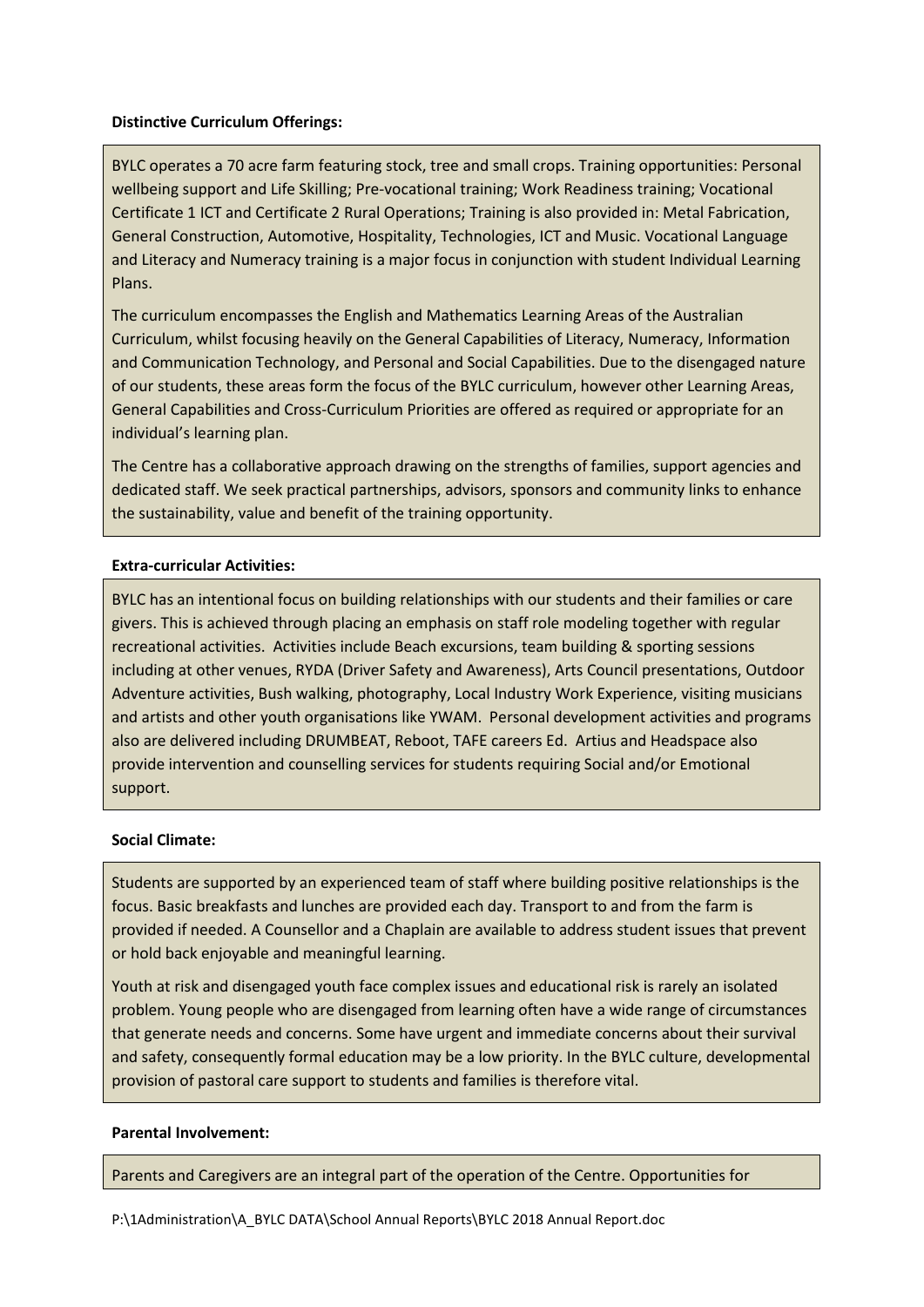**Distinctive Curriculum Offerings:**

BYLC operates a 70 acre farm featuring stock, tree and small crops. Training opportunities: Personal wellbeing support and Life Skilling; Pre-vocational training; Work Readiness training; Vocational Certificate 1 ICT and Certificate 2 Rural Operations; Training is also provided in: Metal Fabrication, General Construction, Automotive, Hospitality, Technologies, ICT and Music. Vocational Language and Literacy and Numeracy training is a major focus in conjunction with student Individual Learning Plans.

The curriculum encompasses the English and Mathematics Learning Areas of the Australian Curriculum, whilst focusing heavily on the General Capabilities of Literacy, Numeracy, Information and Communication Technology, and Personal and Social Capabilities. Due to the disengaged nature of our students, these areas form the focus of the BYLC curriculum, however other Learning Areas, General Capabilities and Cross-Curriculum Priorities are offered as required or appropriate for an individual's learning plan.

The Centre has a collaborative approach drawing on the strengths of families, support agencies and dedicated staff. We seek practical partnerships, advisors, sponsors and community links to enhance the sustainability, value and benefit of the training opportunity.

**Extra-curricular Activities:**

BYLC has an intentional focus on building relationships with our students and their families or care givers. This is achieved through placing an emphasis on staff role modeling together with regular recreational activities. Activities include Beach excursions, team building & sporting sessions including at other venues, RYDA (Driver Safety and Awareness), Arts Council presentations, Outdoor Adventure activities, Bush walking, photography, Local Industry Work Experience, visiting musicians and artists and other youth organisations like YWAM. Personal development activities and programs also are delivered including DRUMBEAT, Reboot, TAFE careers Ed. Artius and Headspace also provide intervention and counselling services for students requiring Social and/or Emotional support.

**Social Climate:**

Students are supported by an experienced team of staff where building positive relationships is the focus. Basic breakfasts and lunches are provided each day. Transport to and from the farm is provided if needed. A Counsellor and a Chaplain are available to address student issues that prevent or hold back enjoyable and meaningful learning.

Youth at risk and disengaged youth face complex issues and educational risk is rarely an isolated problem. Young people who are disengaged from learning often have a wide range of circumstances that generate needs and concerns. Some have urgent and immediate concerns about their survival and safety, consequently formal education may be a low priority. In the BYLC culture, developmental provision of pastoral care support to students and families is therefore vital.

**Parental Involvement:**

Parents and Caregivers are an integral part of the operation of the Centre. Opportunities for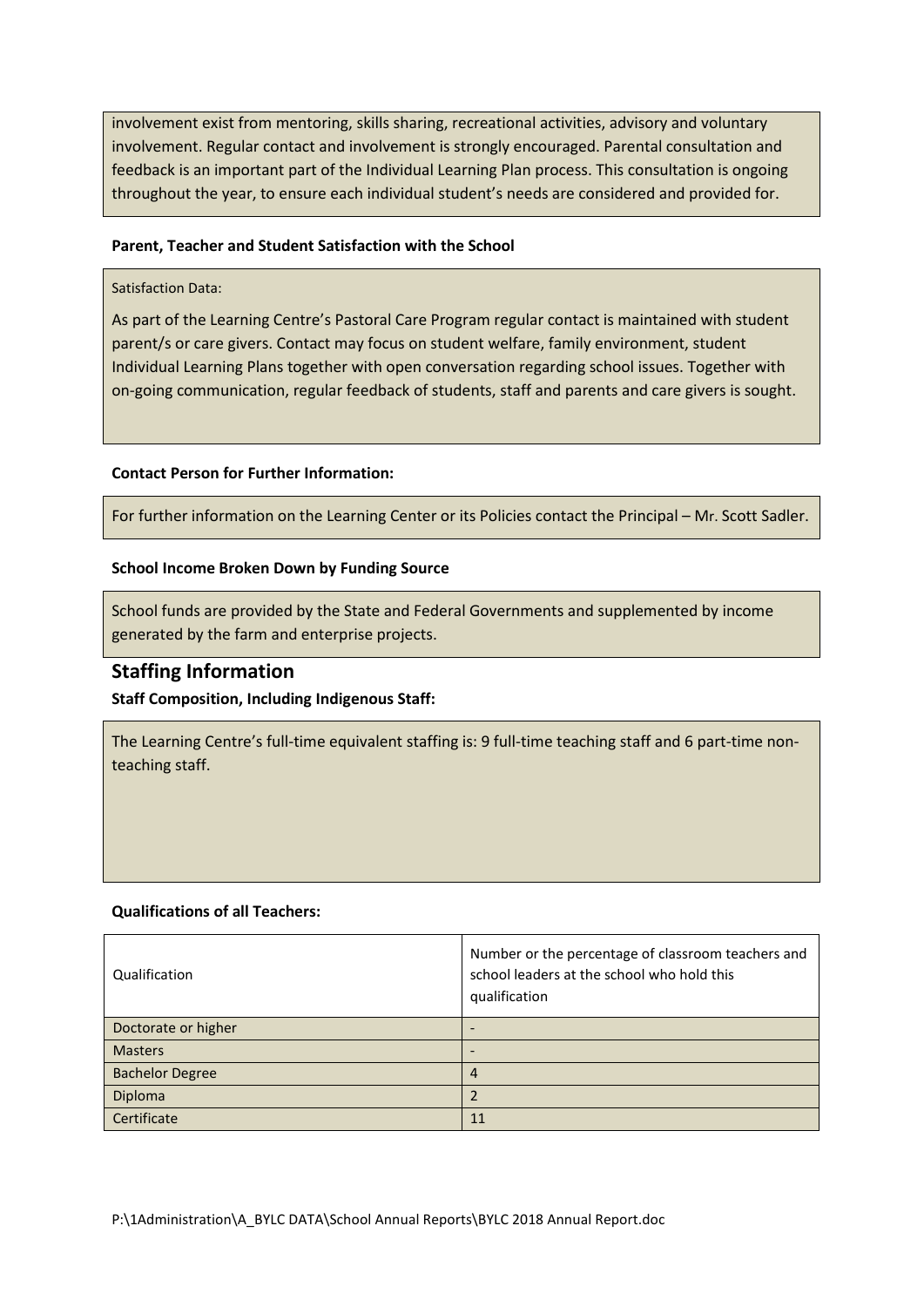involvement exist from mentoring, skills sharing, recreational activities, advisory and voluntary involvement. Regular contact and involvement is strongly encouraged. Parental consultation and feedback is an important part of the Individual Learning Plan process. This consultation is ongoing throughout the year, to ensure each individual student's needs are considered and provided for.

**Parent, Teacher and Student Satisfaction with the School**

Satisfaction Data:

As part of the Learning Centre's Pastoral Care Program regular contact is maintained with student parent/s or care givers. Contact may focus on student welfare, family environment, student Individual Learning Plans together with open conversation regarding school issues. Together with on-going communication, regular feedback of students, staff and parents and care givers is sought.

**Contact Person for Further Information:**

For further information on the Learning Center or its Policies contact the Principal – Mr. Scott Sadler.

**School Income Broken Down by Funding Source**

School funds are provided by the State and Federal Governments and supplemented by income generated by the farm and enterprise projects.

## Staffing Information

**Staff Composition, Including Indigenous Staff:**

The Learning Centre's full-time equivalent staffing is: 9 full-time teaching staff and 6 part-time non-teaching staff.

**Qualifications of all Teachers:**

| Qualification | Number or the percentage of classroom teachers and school leaders at the school who hold this qualification |
|---|---|
| Doctorate or higher | - |
| Masters | - |
| Bachelor Degree | 4 |
| Diploma | 2 |
| Certificate | 11 |

P:\1Administration\A_BYLC DATA\School Annual Reports\BYLC 2018 Annual Report.doc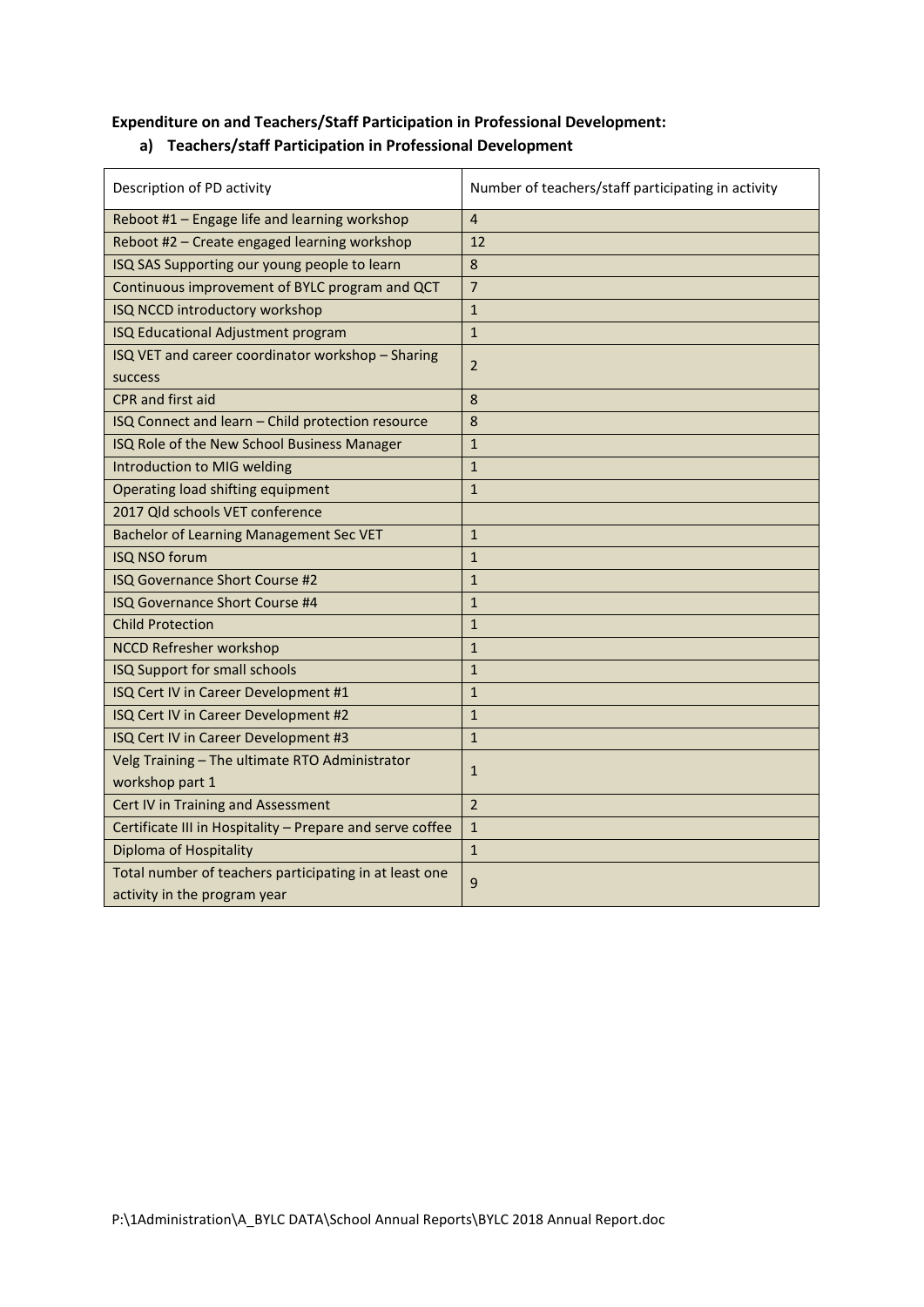**Expenditure on and Teachers/Staff Participation in Professional Development:**

**a) Teachers/staff Participation in Professional Development**

| Description of PD activity | Number of teachers/staff participating in activity |
|---|---|
| Reboot #1 – Engage life and learning workshop | 4 |
| Reboot #2 – Create engaged learning workshop | 12 |
| ISQ SAS Supporting our young people to learn | 8 |
| Continuous improvement of BYLC program and QCT | 7 |
| ISQ NCCD introductory workshop | 1 |
| ISQ Educational Adjustment program | 1 |
| ISQ VET and career coordinator workshop – Sharing success | 2 |
| CPR and first aid | 8 |
| ISQ Connect and learn – Child protection resource | 8 |
| ISQ Role of the New School Business Manager | 1 |
| Introduction to MIG welding | 1 |
| Operating load shifting equipment | 1 |
| 2017 Qld schools VET conference | |
| Bachelor of Learning Management Sec VET | 1 |
| ISQ NSO forum | 1 |
| ISQ Governance Short Course #2 | 1 |
| ISQ Governance Short Course #4 | 1 |
| Child Protection | 1 |
| NCCD Refresher workshop | 1 |
| ISQ Support for small schools | 1 |
| ISQ Cert IV in Career Development #1 | 1 |
| ISQ Cert IV in Career Development #2 | 1 |
| ISQ Cert IV in Career Development #3 | 1 |
| Velg Training – The ultimate RTO Administrator workshop part 1 | 1 |
| Cert IV in Training and Assessment | 2 |
| Certificate III in Hospitality – Prepare and serve coffee | 1 |
| Diploma of Hospitality | 1 |
| Total number of teachers participating in at least one activity in the program year | 9 |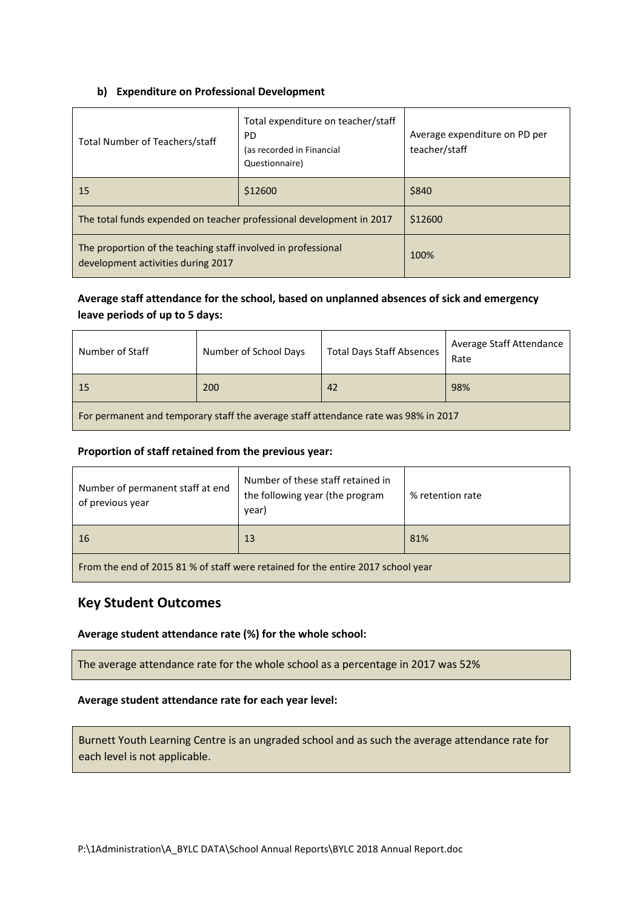#### b) Expenditure on Professional Development

| Total Number of Teachers/staff | Total expenditure on teacher/staff PD (as recorded in Financial Questionnaire) | Average expenditure on PD per teacher/staff |
|---|---|---|
| 15 | \$12600 | \$840 |
| The total funds expended on teacher professional development in 2017 | | \$12600 |
| The proportion of the teaching staff involved in professional development activities during 2017 | | 100% |

**Average staff attendance for the school, based on unplanned absences of sick and emergency leave periods of up to 5 days:**

| Number of Staff | Number of School Days | Total Days Staff Absences | Average Staff Attendance Rate |
|---|---|---|---|
| 15 | 200 | 42 | 98% |
| For permanent and temporary staff the average staff attendance rate was 98% in 2017 | | | |

**Proportion of staff retained from the previous year:**

| Number of permanent staff at end of previous year | Number of these staff retained in the following year (the program year) | % retention rate |
|---|---|---|
| 16 | 13 | 81% |
| From the end of 2015 81 % of staff were retained for the entire 2017 school year | | |

## Key Student Outcomes

**Average student attendance rate (%) for the whole school:**

The average attendance rate for the whole school as a percentage in 2017 was 52%

**Average student attendance rate for each year level:**

Burnett Youth Learning Centre is an ungraded school and as such the average attendance rate for each level is not applicable.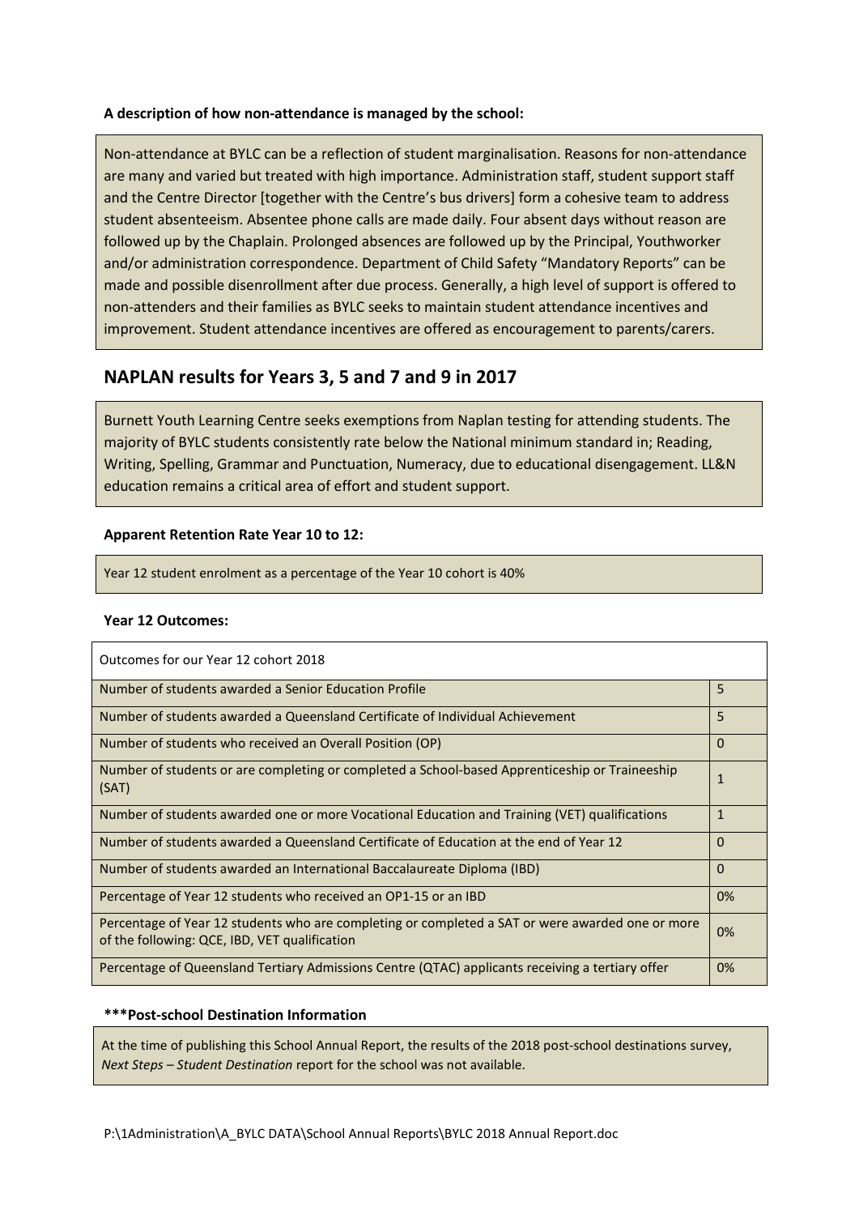**A description of how non-attendance is managed by the school:**

Non-attendance at BYLC can be a reflection of student marginalisation. Reasons for non-attendance are many and varied but treated with high importance. Administration staff, student support staff and the Centre Director [together with the Centre's bus drivers] form a cohesive team to address student absenteeism. Absentee phone calls are made daily. Four absent days without reason are followed up by the Chaplain. Prolonged absences are followed up by the Principal, Youthworker and/or administration correspondence. Department of Child Safety "Mandatory Reports" can be made and possible disenrollment after due process. Generally, a high level of support is offered to non-attenders and their families as BYLC seeks to maintain student attendance incentives and improvement. Student attendance incentives are offered as encouragement to parents/carers.

## NAPLAN results for Years 3, 5 and 7 and 9 in 2017

Burnett Youth Learning Centre seeks exemptions from Naplan testing for attending students. The majority of BYLC students consistently rate below the National minimum standard in; Reading, Writing, Spelling, Grammar and Punctuation, Numeracy, due to educational disengagement. LL&N education remains a critical area of effort and student support.

**Apparent Retention Rate Year 10 to 12:**

Year 12 student enrolment as a percentage of the Year 10 cohort is 40%

**Year 12 Outcomes:**

| Outcomes for our Year 12 cohort 2018 | |
|---|---|
| Number of students awarded a Senior Education Profile | 5 |
| Number of students awarded a Queensland Certificate of Individual Achievement | 5 |
| Number of students who received an Overall Position (OP) | 0 |
| Number of students or are completing or completed a School-based Apprenticeship or Traineeship (SAT) | 1 |
| Number of students awarded one or more Vocational Education and Training (VET) qualifications | 1 |
| Number of students awarded a Queensland Certificate of Education at the end of Year 12 | 0 |
| Number of students awarded an International Baccalaureate Diploma (IBD) | 0 |
| Percentage of Year 12 students who received an OP1-15 or an IBD | 0% |
| Percentage of Year 12 students who are completing or completed a SAT or were awarded one or more of the following: QCE, IBD, VET qualification | 0% |
| Percentage of Queensland Tertiary Admissions Centre (QTAC) applicants receiving a tertiary offer | 0% |

**\*\*\*Post-school Destination Information**

At the time of publishing this School Annual Report, the results of the 2018 post-school destinations survey, *Next Steps – Student Destination* report for the school was not available.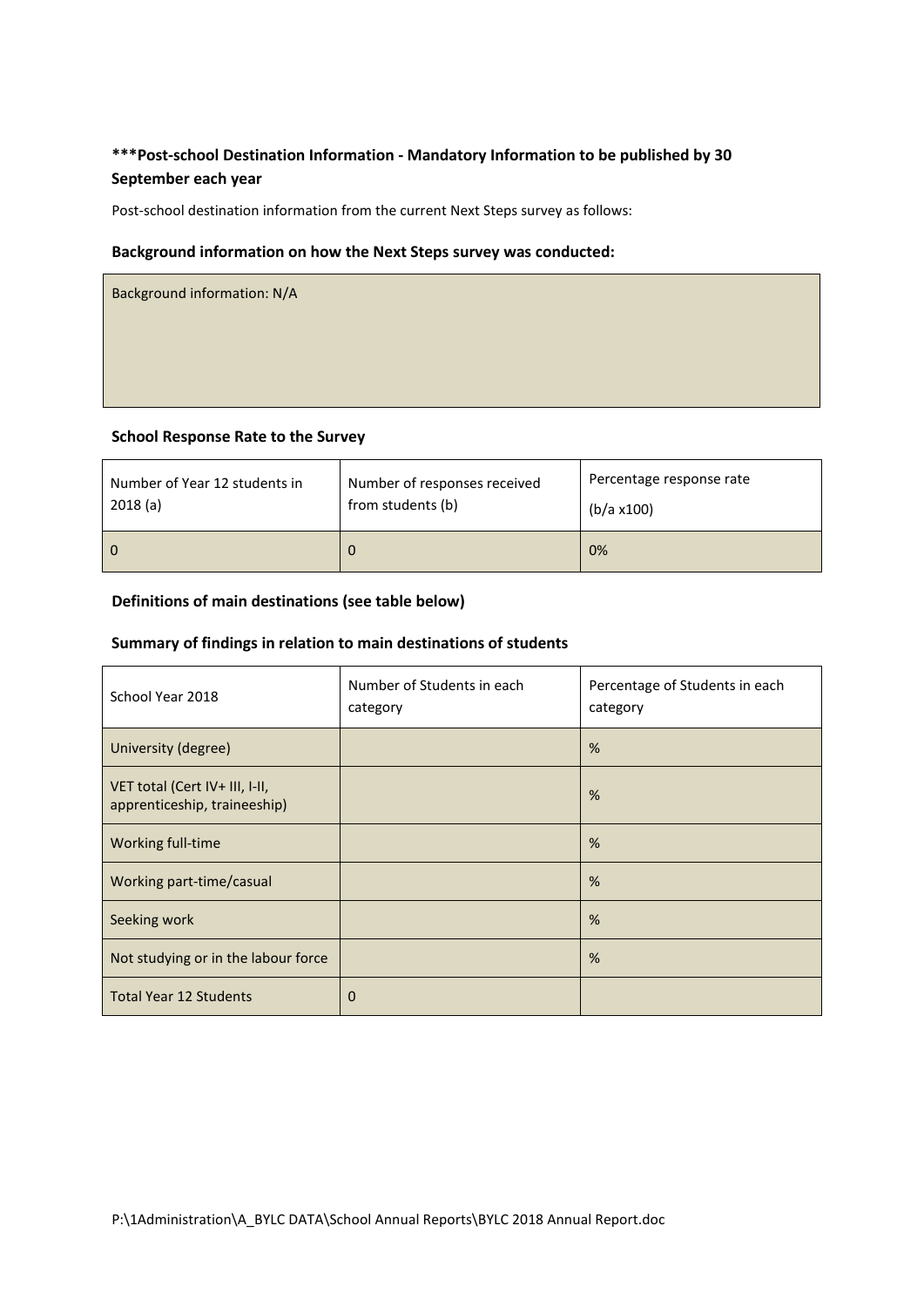**\*\*\*Post-school Destination Information - Mandatory Information to be published by 30 September each year**

Post-school destination information from the current Next Steps survey as follows:

**Background information on how the Next Steps survey was conducted:**

Background information: N/A

**School Response Rate to the Survey**

| Number of Year 12 students in 2018 (a) | Number of responses received from students (b) | Percentage response rate (b/a x100) |
|---|---|---|
| 0 | 0 | 0% |

**Definitions of main destinations (see table below)**

**Summary of findings in relation to main destinations of students**

| School Year 2018 | Number of Students in each category | Percentage of Students in each category |
|---|---|---|
| University (degree) | | % |
| VET total (Cert IV+ III, I-II, apprenticeship, traineeship) | | % |
| Working full-time | | % |
| Working part-time/casual | | % |
| Seeking work | | % |
| Not studying or in the labour force | | % |
| Total Year 12 Students | 0 | |

P:\1Administration\A_BYLC DATA\School Annual Reports\BYLC 2018 Annual Report.doc